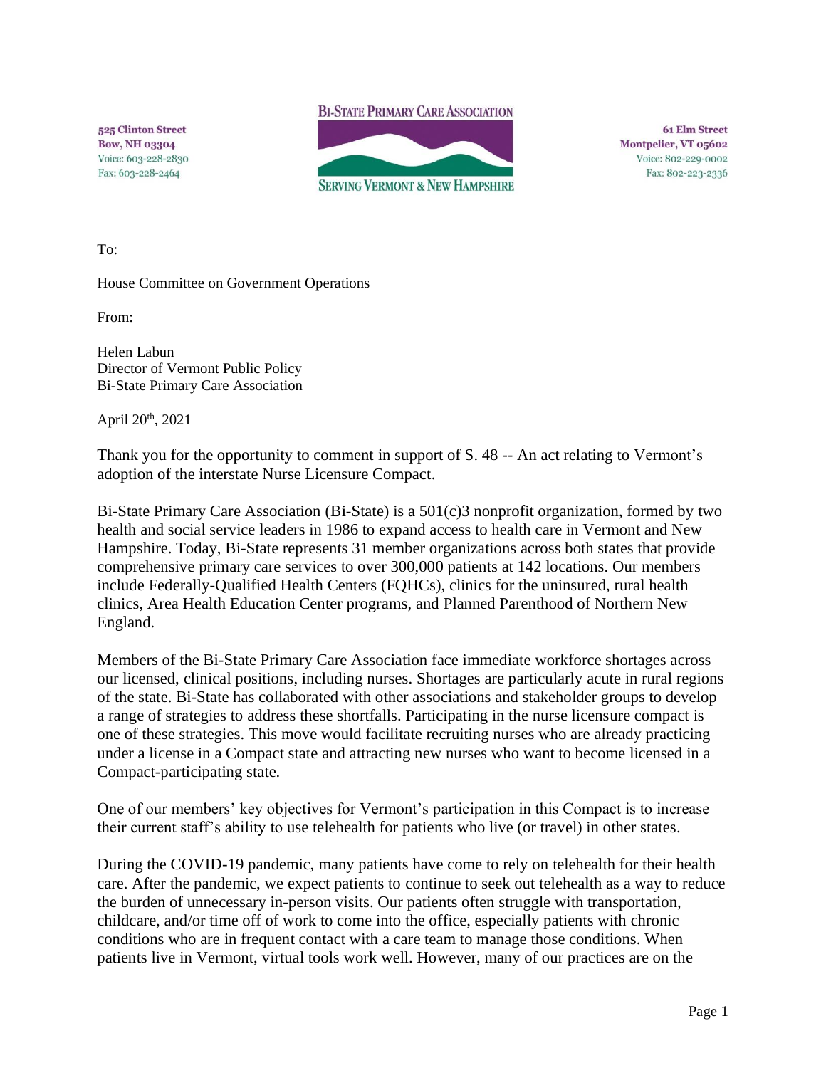525 Clinton Street
Bow, NH 03304
Voice: 603-228-2830
Fax: 603-228-2464

**BI-STATE PRIMARY CARE ASSOCIATION**

**SERVING VERMONT & NEW HAMPSHIRE**

61 Elm Street
Montpelier, VT 05602
Voice: 802-229-0002
Fax: 802-223-2336

To:

House Committee on Government Operations

From:

Helen Labun
Director of Vermont Public Policy
Bi-State Primary Care Association

April 20th, 2021

Thank you for the opportunity to comment in support of S. 48 -- An act relating to Vermont's adoption of the interstate Nurse Licensure Compact.

Bi-State Primary Care Association (Bi-State) is a 501(c)3 nonprofit organization, formed by two health and social service leaders in 1986 to expand access to health care in Vermont and New Hampshire. Today, Bi-State represents 31 member organizations across both states that provide comprehensive primary care services to over 300,000 patients at 142 locations. Our members include Federally-Qualified Health Centers (FQHCs), clinics for the uninsured, rural health clinics, Area Health Education Center programs, and Planned Parenthood of Northern New England.

Members of the Bi-State Primary Care Association face immediate workforce shortages across our licensed, clinical positions, including nurses. Shortages are particularly acute in rural regions of the state. Bi-State has collaborated with other associations and stakeholder groups to develop a range of strategies to address these shortfalls. Participating in the nurse licensure compact is one of these strategies. This move would facilitate recruiting nurses who are already practicing under a license in a Compact state and attracting new nurses who want to become licensed in a Compact-participating state.

One of our members' key objectives for Vermont's participation in this Compact is to increase their current staff's ability to use telehealth for patients who live (or travel) in other states.

During the COVID-19 pandemic, many patients have come to rely on telehealth for their health care. After the pandemic, we expect patients to continue to seek out telehealth as a way to reduce the burden of unnecessary in-person visits. Our patients often struggle with transportation, childcare, and/or time off of work to come into the office, especially patients with chronic conditions who are in frequent contact with a care team to manage those conditions. When patients live in Vermont, virtual tools work well. However, many of our practices are on the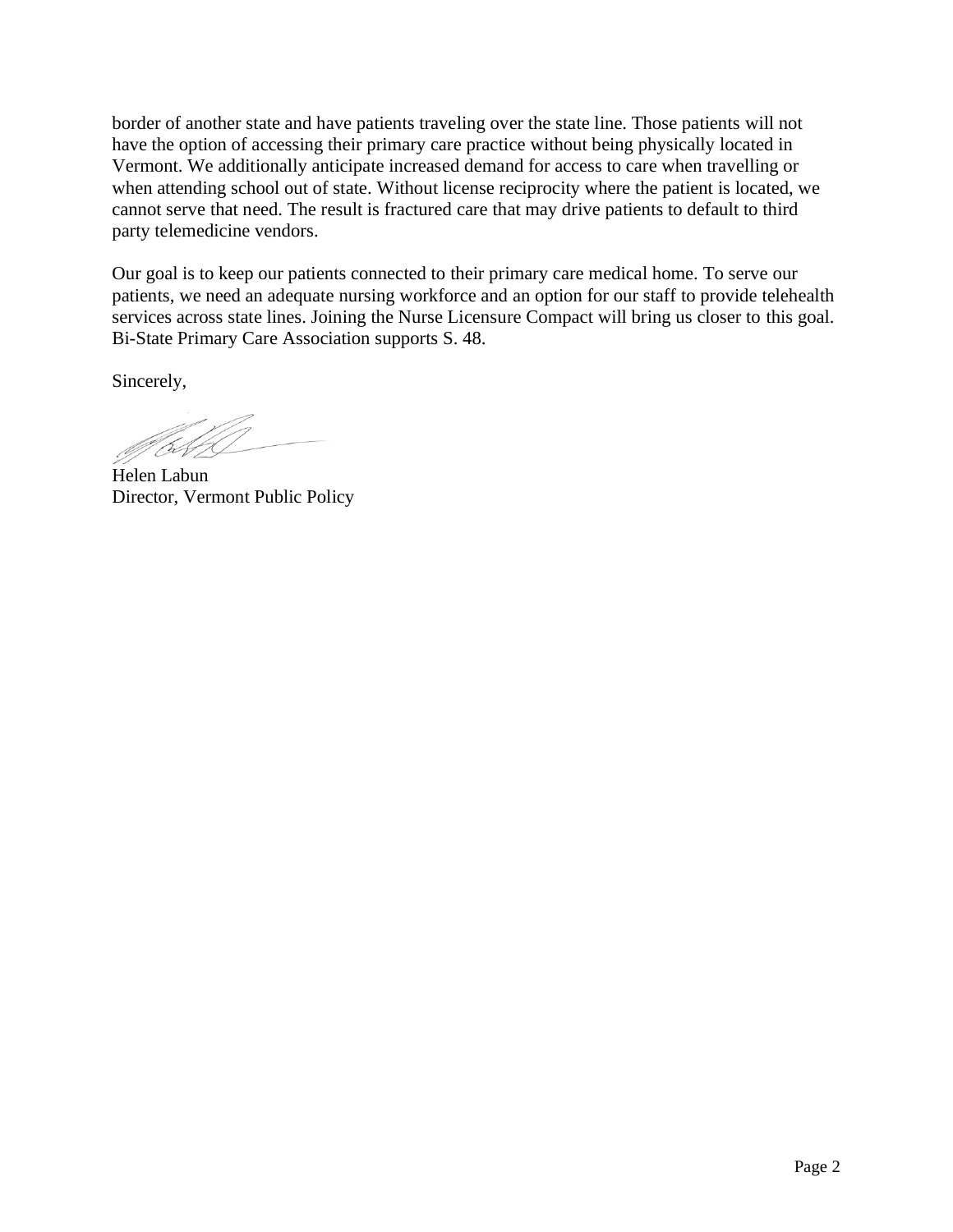border of another state and have patients traveling over the state line. Those patients will not have the option of accessing their primary care practice without being physically located in Vermont. We additionally anticipate increased demand for access to care when travelling or when attending school out of state. Without license reciprocity where the patient is located, we cannot serve that need. The result is fractured care that may drive patients to default to third party telemedicine vendors.

Our goal is to keep our patients connected to their primary care medical home. To serve our patients, we need an adequate nursing workforce and an option for our staff to provide telehealth services across state lines. Joining the Nurse Licensure Compact will bring us closer to this goal. Bi-State Primary Care Association supports S. 48.

Sincerely,

Helen Labun
Director, Vermont Public Policy